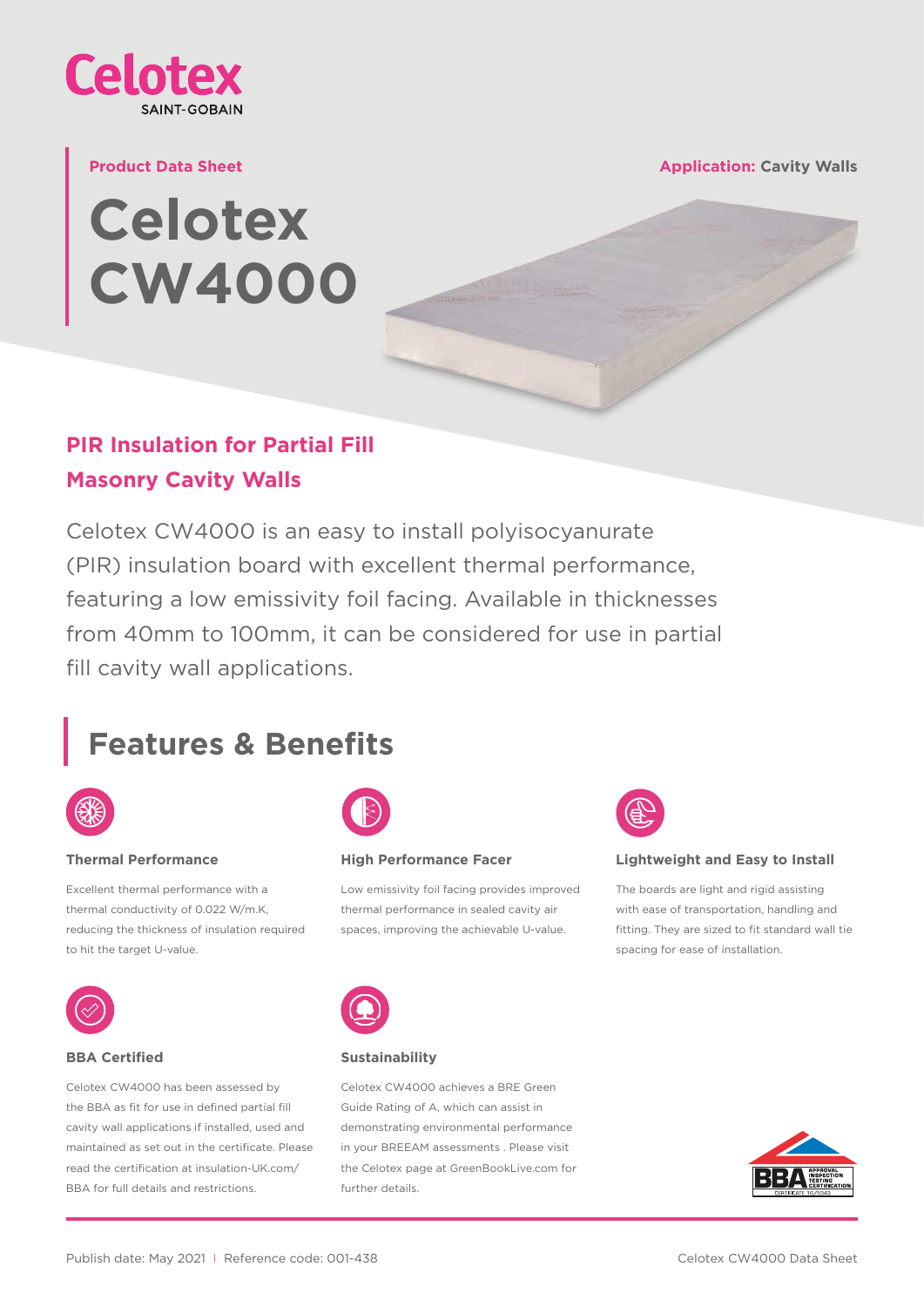Celotex
SAINT-GOBAIN

**Product Data Sheet**

**Application:** Cavity Walls

# Celotex CW4000

## PIR Insulation for Partial Fill Masonry Cavity Walls

Celotex CW4000 is an easy to install polyisocyanurate (PIR) insulation board with excellent thermal performance, featuring a low emissivity foil facing. Available in thicknesses from 40mm to 100mm, it can be considered for use in partial fill cavity wall applications.

## Features & Benefits

### Thermal Performance

Excellent thermal performance with a thermal conductivity of 0.022 W/m.K, reducing the thickness of insulation required to hit the target U-value.

### High Performance Facer

Low emissivity foil facing provides improved thermal performance in sealed cavity air spaces, improving the achievable U-value.

### Lightweight and Easy to Install

The boards are light and rigid assisting with ease of transportation, handling and fitting. They are sized to fit standard wall tie spacing for ease of installation.

### BBA Certified

Celotex CW4000 has been assessed by the BBA as fit for use in defined partial fill cavity wall applications if installed, used and maintained as set out in the certificate. Please read the certification at insulation-UK.com/BBA for full details and restrictions.

### Sustainability

Celotex CW4000 achieves a BRE Green Guide Rating of A, which can assist in demonstrating environmental performance in your BREEAM assessments . Please visit the Celotex page at GreenBookLive.com for further details.

BBA APPROVAL INSPECTION TESTING CERTIFICATION
CERTIFICATE 16/5343

Publish date: May 2021 | Reference code: 001-438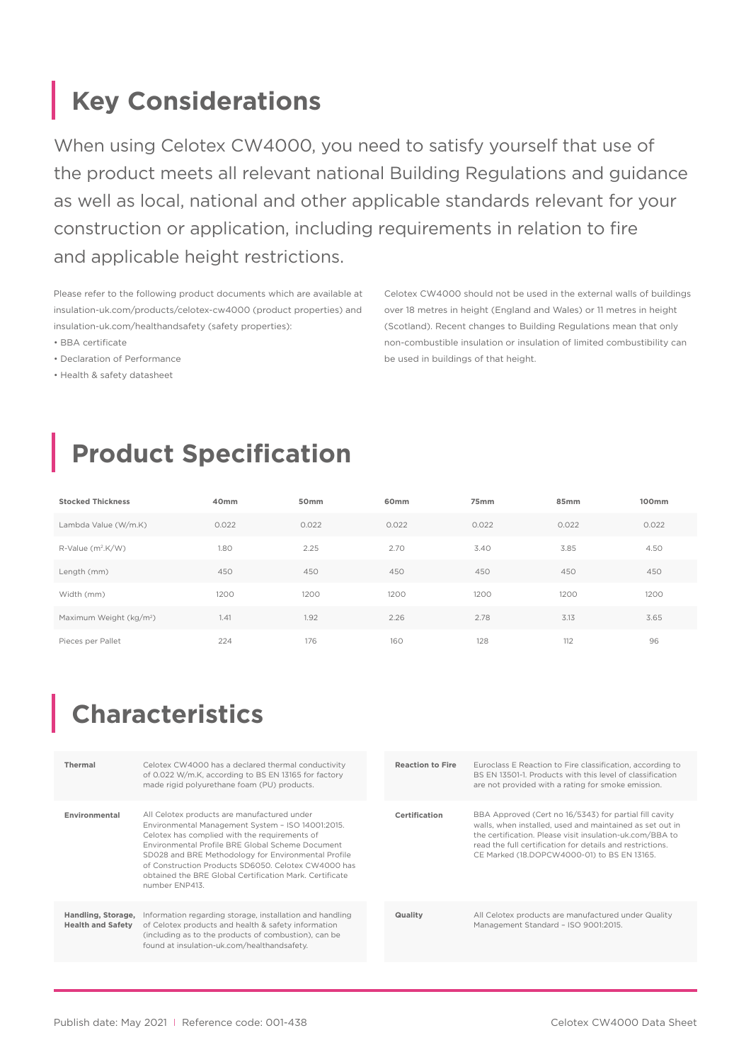## Key Considerations

When using Celotex CW4000, you need to satisfy yourself that use of the product meets all relevant national Building Regulations and guidance as well as local, national and other applicable standards relevant for your construction or application, including requirements in relation to fire and applicable height restrictions.

Please refer to the following product documents which are available at insulation-uk.com/products/celotex-cw4000 (product properties) and insulation-uk.com/healthandsafety (safety properties):

- BBA certificate
- Declaration of Performance
- Health & safety datasheet

Celotex CW4000 should not be used in the external walls of buildings over 18 metres in height (England and Wales) or 11 metres in height (Scotland). Recent changes to Building Regulations mean that only non-combustible insulation or insulation of limited combustibility can be used in buildings of that height.

## Product Specification

| Stocked Thickness | 40mm | 50mm | 60mm | 75mm | 85mm | 100mm |
|---|---|---|---|---|---|---|
| Lambda Value (W/m.K) | 0.022 | 0.022 | 0.022 | 0.022 | 0.022 | 0.022 |
| R-Value ($m^2$.K/W) | 1.80 | 2.25 | 2.70 | 3.40 | 3.85 | 4.50 |
| Length (mm) | 450 | 450 | 450 | 450 | 450 | 450 |
| Width (mm) | 1200 | 1200 | 1200 | 1200 | 1200 | 1200 |
| Maximum Weight (kg/$m^2$) | 1.41 | 1.92 | 2.26 | 2.78 | 3.13 | 3.65 |
| Pieces per Pallet | 224 | 176 | 160 | 128 | 112 | 96 |

## Characteristics

| | |
|---|---|
| **Thermal** | Celotex CW4000 has a declared thermal conductivity of 0.022 W/m.K, according to BS EN 13165 for factory made rigid polyurethane foam (PU) products. |
| **Environmental** | All Celotex products are manufactured under Environmental Management System – ISO 14001:2015. Celotex has complied with the requirements of Environmental Profile BRE Global Scheme Document SD028 and BRE Methodology for Environmental Profile of Construction Products SD6050. Celotex CW4000 has obtained the BRE Global Certification Mark. Certificate number ENP413. |
| **Handling, Storage, Health and Safety** | Information regarding storage, installation and handling of Celotex products and health & safety information (including as to the products of combustion), can be found at insulation-uk.com/healthandsafety. |
| **Reaction to Fire** | Euroclass E Reaction to Fire classification, according to BS EN 13501-1. Products with this level of classification are not provided with a rating for smoke emission. |
| **Certification** | BBA Approved (Cert no 16/5343) for partial fill cavity walls, when installed, used and maintained as set out in the certification. Please visit insulation-uk.com/BBA to read the full certification for details and restrictions. CE Marked (18.DOPCW4000-01) to BS EN 13165. |
| **Quality** | All Celotex products are manufactured under Quality Management Standard – ISO 9001:2015. |

Publish date: May 2021 | Reference code: 001-438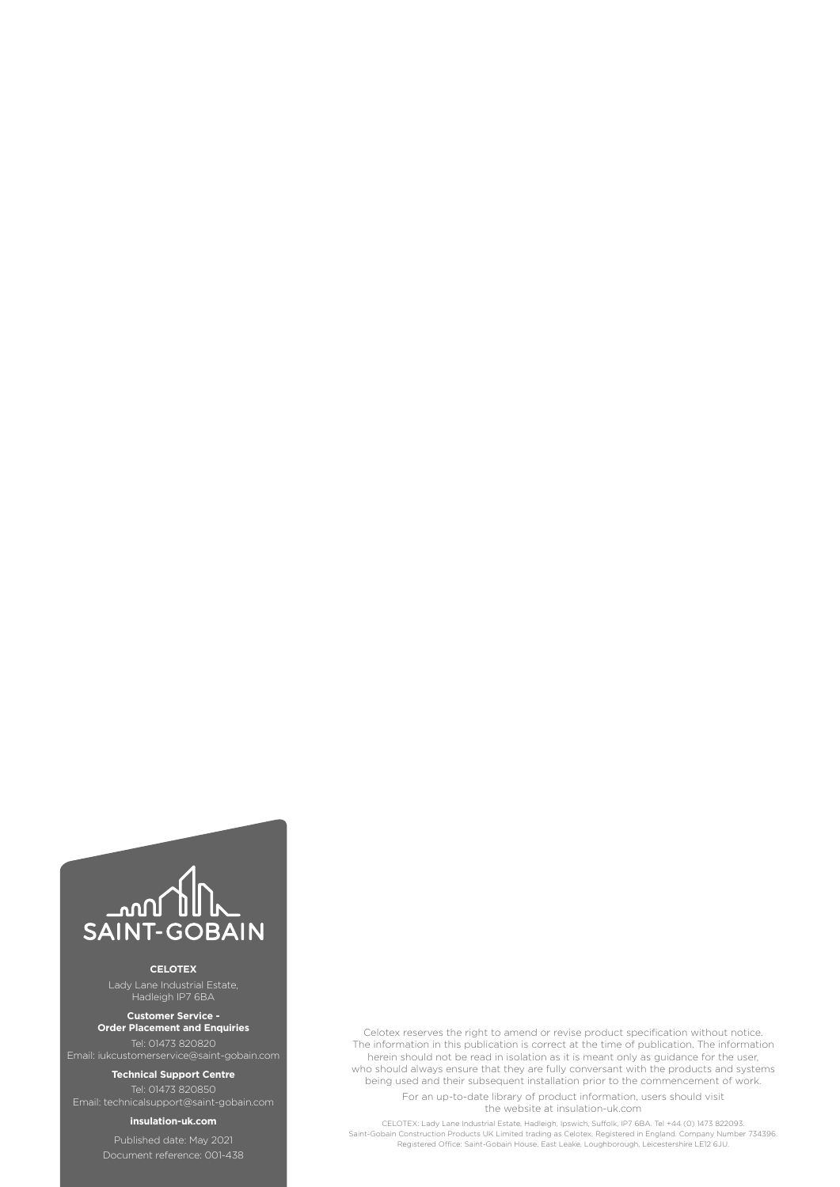SAINT-GOBAIN

**CELOTEX**

Lady Lane Industrial Estate,
Hadleigh IP7 6BA

**Customer Service - Order Placement and Enquiries**

Tel: 01473 820820
Email: iukcustomerservice@saint-gobain.com

**Technical Support Centre**

Tel: 01473 820850
Email: technicalsupport@saint-gobain.com

**insulation-uk.com**

Published date: May 2021
Document reference: 001-438

Celotex reserves the right to amend or revise product specification without notice. The information in this publication is correct at the time of publication. The information herein should not be read in isolation as it is meant only as guidance for the user, who should always ensure that they are fully conversant with the products and systems being used and their subsequent installation prior to the commencement of work.

For an up-to-date library of product information, users should visit the website at insulation-uk.com

CELOTEX: Lady Lane Industrial Estate, Hadleigh, Ipswich, Suffolk, IP7 6BA. Tel +44 (0) 1473 822093.
Saint-Gobain Construction Products UK Limited trading as Celotex, Registered in England. Company Number 734396.
Registered Office: Saint-Gobain House, East Leake, Loughborough, Leicestershire LE12 6JU.